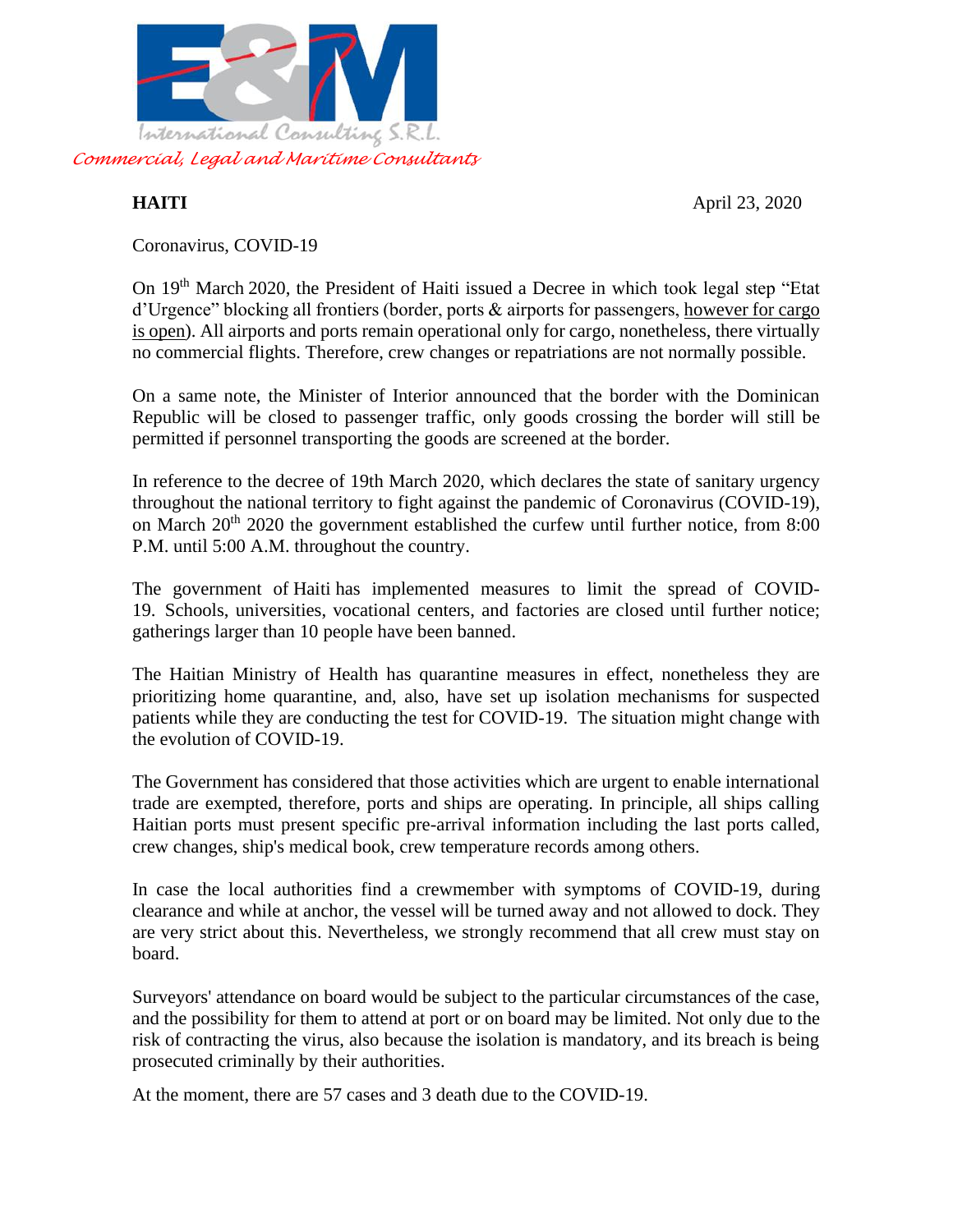E&M International Consulting S.R.L.

*Commercial, Legal and Maritime Consultants*

**HAITI** April 23, 2020

Coronavirus, COVID-19

On 19th March 2020, the President of Haiti issued a Decree in which took legal step "Etat d'Urgence" blocking all frontiers (border, ports & airports for passengers, however for cargo is open). All airports and ports remain operational only for cargo, nonetheless, there virtually no commercial flights. Therefore, crew changes or repatriations are not normally possible.

On a same note, the Minister of Interior announced that the border with the Dominican Republic will be closed to passenger traffic, only goods crossing the border will still be permitted if personnel transporting the goods are screened at the border.

In reference to the decree of 19th March 2020, which declares the state of sanitary urgency throughout the national territory to fight against the pandemic of Coronavirus (COVID-19), on March 20th 2020 the government established the curfew until further notice, from 8:00 P.M. until 5:00 A.M. throughout the country.

The government of Haiti has implemented measures to limit the spread of COVID-19. Schools, universities, vocational centers, and factories are closed until further notice; gatherings larger than 10 people have been banned.

The Haitian Ministry of Health has quarantine measures in effect, nonetheless they are prioritizing home quarantine, and, also, have set up isolation mechanisms for suspected patients while they are conducting the test for COVID-19. The situation might change with the evolution of COVID-19.

The Government has considered that those activities which are urgent to enable international trade are exempted, therefore, ports and ships are operating. In principle, all ships calling Haitian ports must present specific pre-arrival information including the last ports called, crew changes, ship's medical book, crew temperature records among others.

In case the local authorities find a crewmember with symptoms of COVID-19, during clearance and while at anchor, the vessel will be turned away and not allowed to dock. They are very strict about this. Nevertheless, we strongly recommend that all crew must stay on board.

Surveyors' attendance on board would be subject to the particular circumstances of the case, and the possibility for them to attend at port or on board may be limited. Not only due to the risk of contracting the virus, also because the isolation is mandatory, and its breach is being prosecuted criminally by their authorities.

At the moment, there are 57 cases and 3 death due to the COVID-19.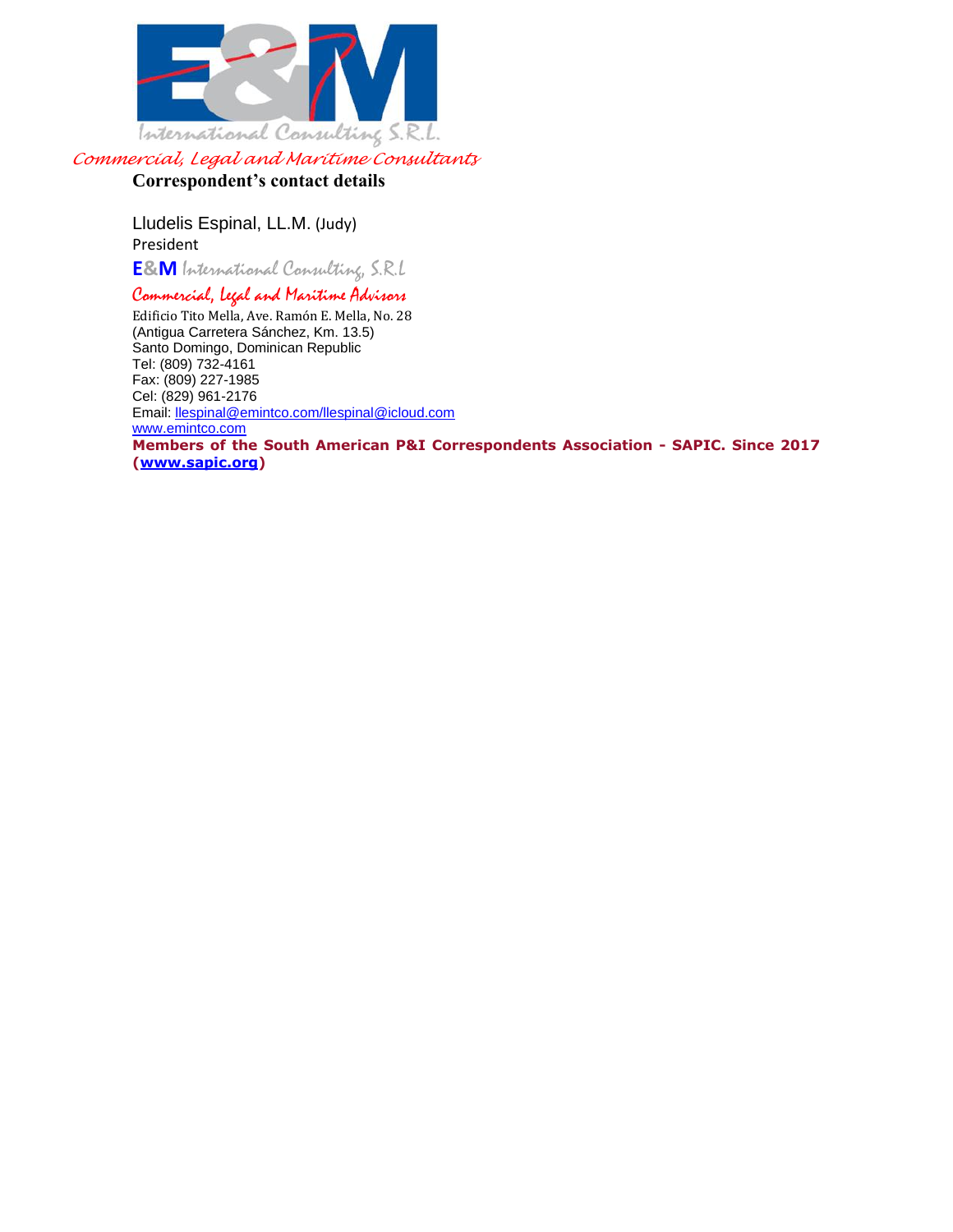International Consulting S.R.L.

*Commercial, Legal and Maritime Consultants*

**Correspondent's contact details**

Lludelis Espinal, LL.M. (Judy)
President

**E&M** International Consulting, S.R.L

*Commercial, Legal and Maritime Advisors*

Edificio Tito Mella, Ave. Ramón E. Mella, No. 28
(Antigua Carretera Sánchez, Km. 13.5)
Santo Domingo, Dominican Republic
Tel: (809) 732-4161
Fax: (809) 227-1985
Cel: (829) 961-2176
Email: llespinal@emintco.com/llespinal@icloud.com
www.emintco.com

**Members of the South American P&I Correspondents Association - SAPIC. Since 2017 (www.sapic.org)**